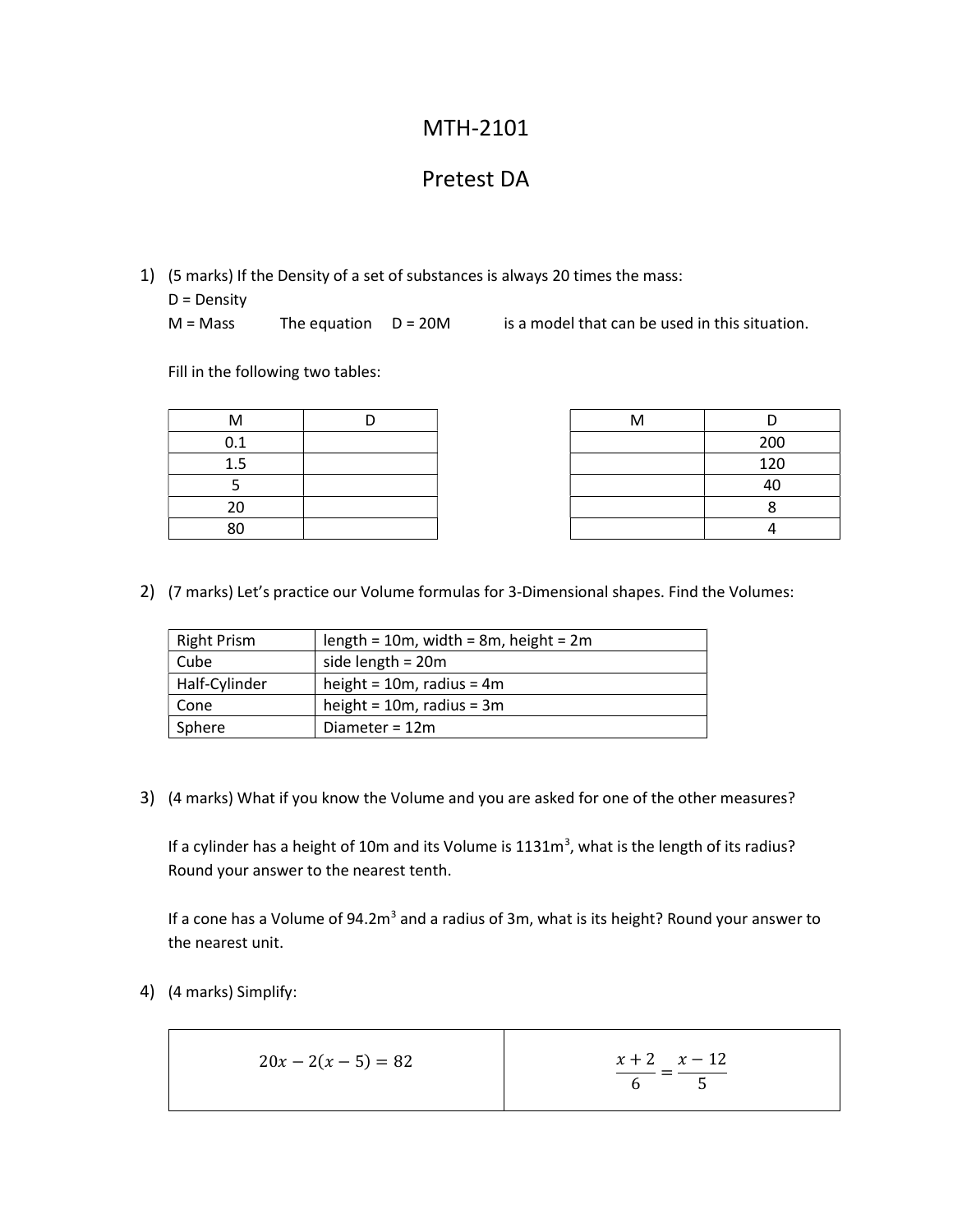# MTH-2101

## Pretest DA

1) (5 marks) If the Density of a set of substances is always 20 times the mass:

   D = Density

   M = Mass    The equation    D = 20M    is a model that can be used in this situation.

   Fill in the following two tables:

| M | D |
|---|---|
| 0.1 | |
| 1.5 | |
| 5 | |
| 20 | |
| 80 | |

| M | D |
|---|---|
| | 200 |
| | 120 |
| | 40 |
| | 8 |
| | 4 |

2) (7 marks) Let's practice our Volume formulas for 3-Dimensional shapes. Find the Volumes:

| | |
|---|---|
| Right Prism | length = 10m, width = 8m, height = 2m |
| Cube | side length = 20m |
| Half-Cylinder | height = 10m, radius = 4m |
| Cone | height = 10m, radius = 3m |
| Sphere | Diameter = 12m |

3) (4 marks) What if you know the Volume and you are asked for one of the other measures?

   If a cylinder has a height of 10m and its Volume is 1131m$^3$, what is the length of its radius? Round your answer to the nearest tenth.

   If a cone has a Volume of 94.2m$^3$ and a radius of 3m, what is its height? Round your answer to the nearest unit.

4) (4 marks) Simplify:

| | |
|---|---|
| $20x - 2(x - 5) = 82$ | $\frac{x+2}{6} = \frac{x-12}{5}$ |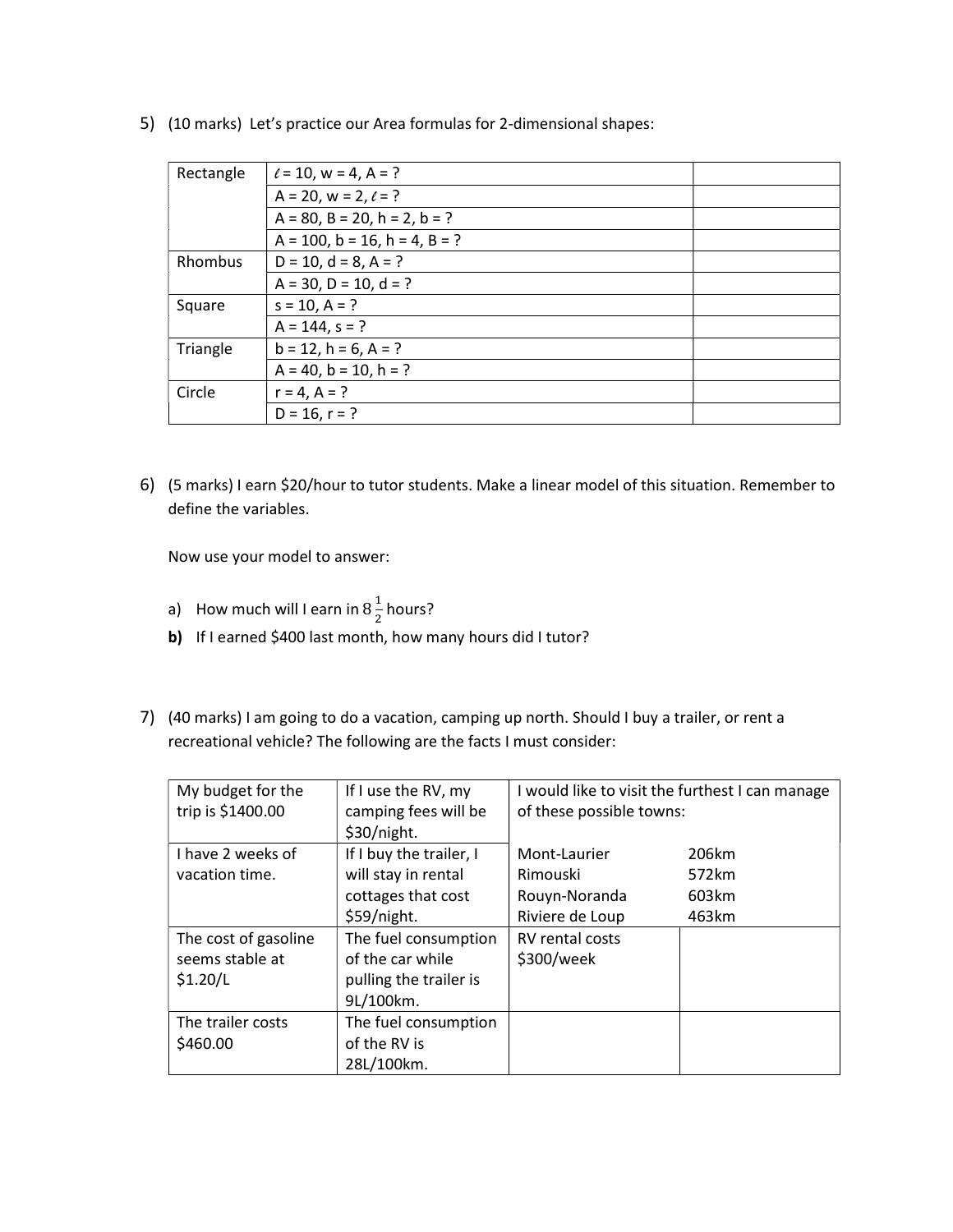5) (10 marks) Let's practice our Area formulas for 2-dimensional shapes:

| | | |
|---|---|---|
| Rectangle | $\ell$ = 10, w = 4, A = ? | |
| | A = 20, w = 2, $\ell$ = ? | |
| | A = 80, B = 20, h = 2, b = ? | |
| | A = 100, b = 16, h = 4, B = ? | |
| Rhombus | D = 10, d = 8, A = ? | |
| | A = 30, D = 10, d = ? | |
| Square | s = 10, A = ? | |
| | A = 144, s = ? | |
| Triangle | b = 12, h = 6, A = ? | |
| | A = 40, b = 10, h = ? | |
| Circle | r = 4, A = ? | |
| | D = 16, r = ? | |

6) (5 marks) I earn $20/hour to tutor students. Make a linear model of this situation. Remember to define the variables.

Now use your model to answer:

a) How much will I earn in $8\frac{1}{2}$ hours?

**b)** If I earned $400 last month, how many hours did I tutor?

7) (40 marks) I am going to do a vacation, camping up north. Should I buy a trailer, or rent a recreational vehicle? The following are the facts I must consider:

| | | | |
|---|---|---|---|
| My budget for the trip is $1400.00 | If I use the RV, my camping fees will be $30/night. | I would like to visit the furthest I can manage of these possible towns: | |
| I have 2 weeks of vacation time. | If I buy the trailer, I will stay in rental cottages that cost $59/night. | Mont-Laurier<br>Rimouski<br>Rouyn-Noranda<br>Riviere de Loup | 206km<br>572km<br>603km<br>463km |
| The cost of gasoline seems stable at $1.20/L | The fuel consumption of the car while pulling the trailer is 9L/100km. | RV rental costs $300/week | |
| The trailer costs $460.00 | The fuel consumption of the RV is 28L/100km. | | |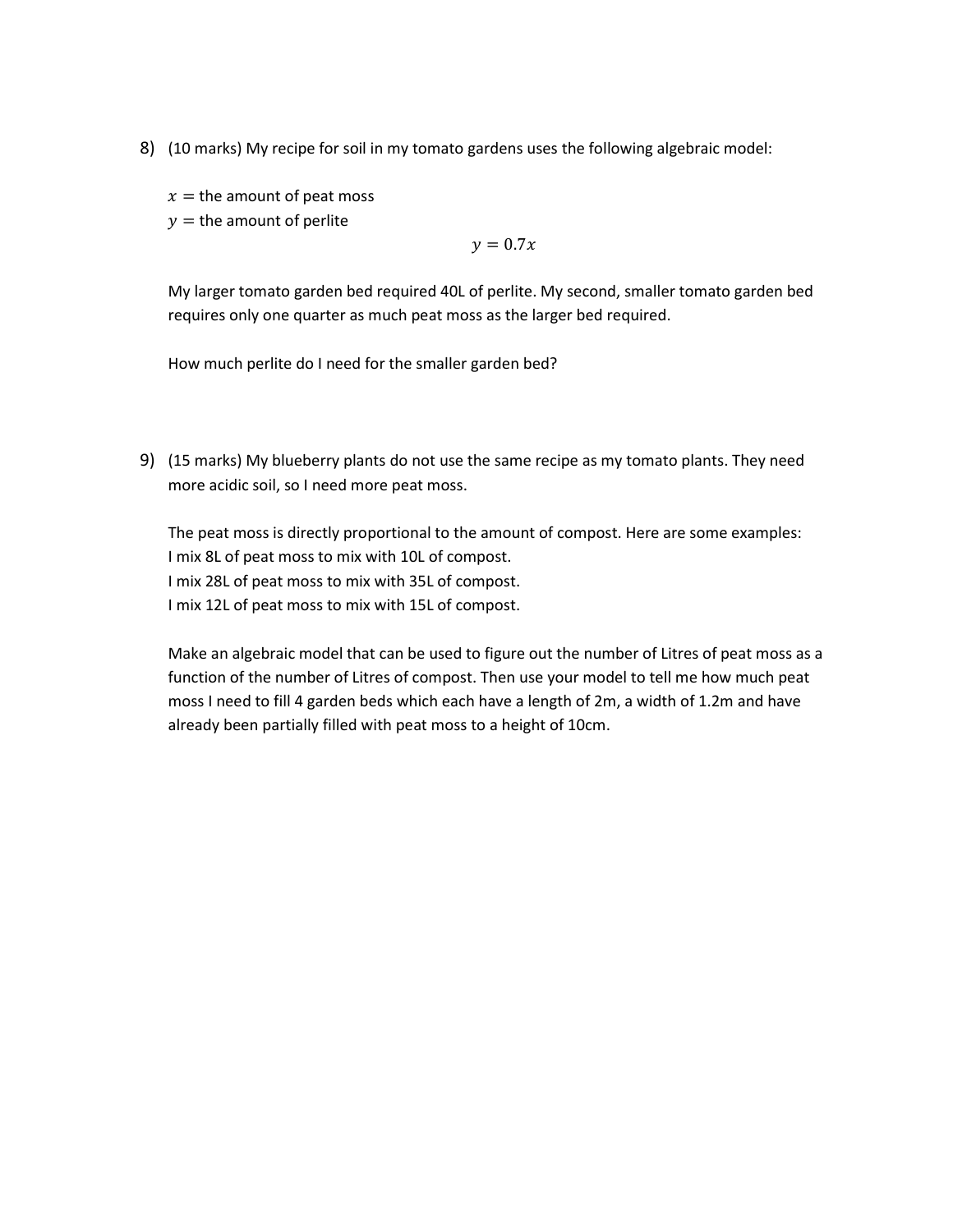8) (10 marks) My recipe for soil in my tomato gardens uses the following algebraic model:

   $x =$ the amount of peat moss
   $y =$ the amount of perlite

$$y = 0.7x$$

   My larger tomato garden bed required 40L of perlite. My second, smaller tomato garden bed requires only one quarter as much peat moss as the larger bed required.

   How much perlite do I need for the smaller garden bed?

9) (15 marks) My blueberry plants do not use the same recipe as my tomato plants. They need more acidic soil, so I need more peat moss.

   The peat moss is directly proportional to the amount of compost. Here are some examples:
   I mix 8L of peat moss to mix with 10L of compost.
   I mix 28L of peat moss to mix with 35L of compost.
   I mix 12L of peat moss to mix with 15L of compost.

   Make an algebraic model that can be used to figure out the number of Litres of peat moss as a function of the number of Litres of compost. Then use your model to tell me how much peat moss I need to fill 4 garden beds which each have a length of 2m, a width of 1.2m and have already been partially filled with peat moss to a height of 10cm.